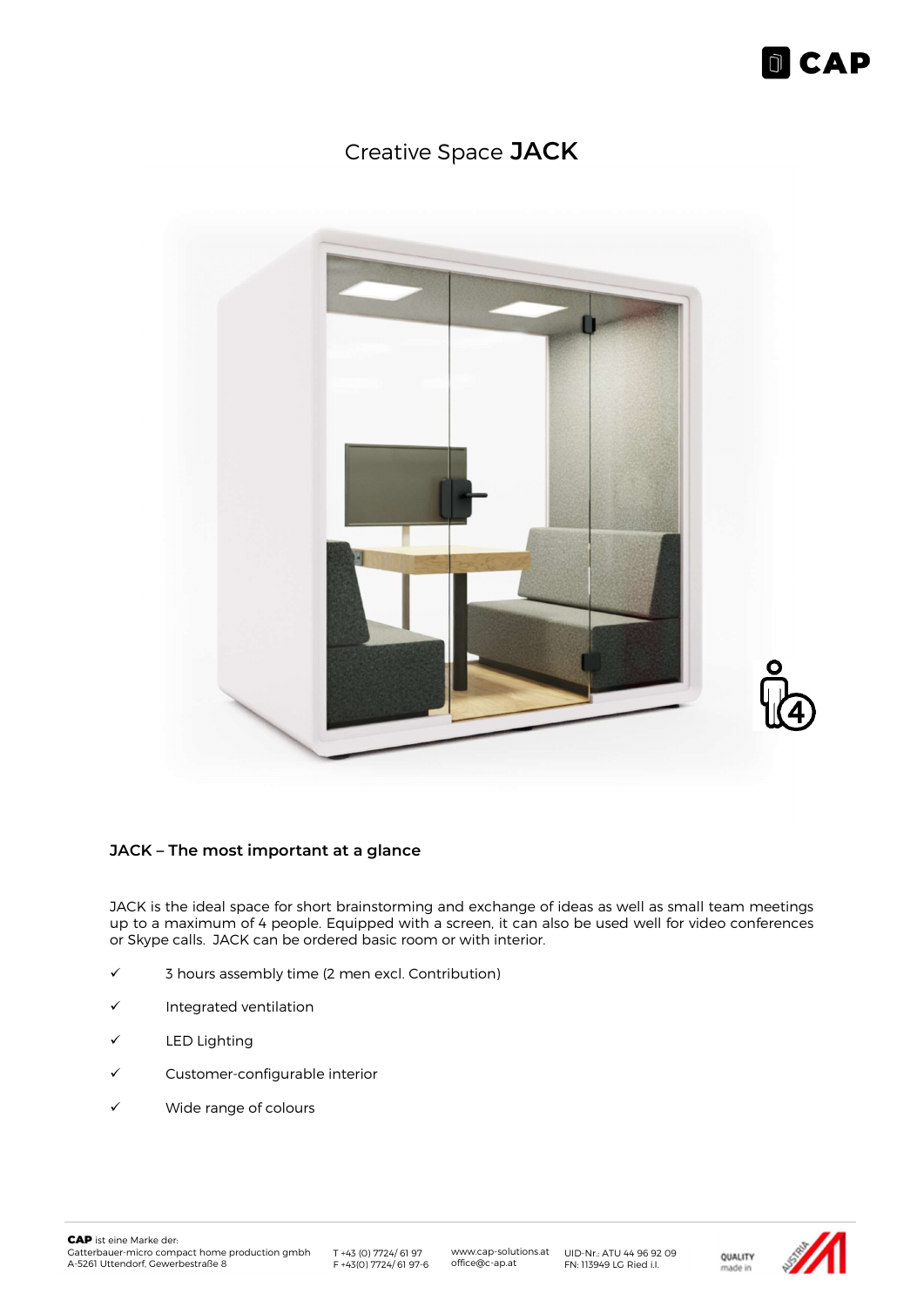# Creative Space JACK

## JACK – The most important at a glance

JACK is the ideal space for short brainstorming and exchange of ideas as well as small team meetings up to a maximum of 4 people. Equipped with a screen, it can also be used well for video conferences or Skype calls.  JACK can be ordered basic room or with interior.

- ✓ 3 hours assembly time (2 men excl. Contribution)
- ✓ Integrated ventilation
- ✓ LED Lighting
- ✓ Customer-configurable interior
- ✓ Wide range of colours

**CAP** ist eine Marke der:
Gatterbauer-micro compact home production gmbh
A-5261 Uttendorf, Gewerbestraße 8

T +43 (0) 7724/ 61 97
F +43(0) 7724/ 61 97-6

www.cap-solutions.at
office@c-ap.at

UID-Nr.: ATU 44 96 92 09
FN: 113949 LG Ried i.I.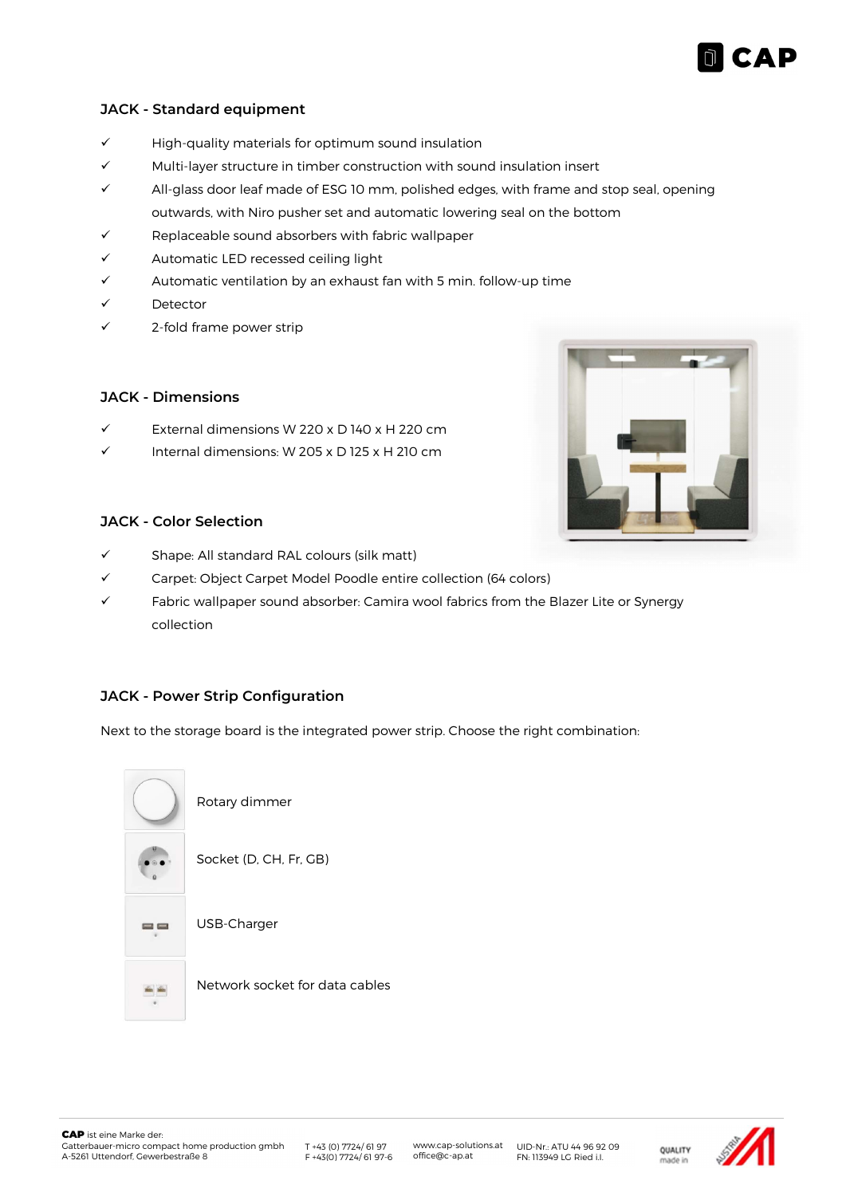## JACK - Standard equipment

- ✓ High-quality materials for optimum sound insulation
- ✓ Multi-layer structure in timber construction with sound insulation insert
- ✓ All-glass door leaf made of ESG 10 mm, polished edges, with frame and stop seal, opening outwards, with Niro pusher set and automatic lowering seal on the bottom
- ✓ Replaceable sound absorbers with fabric wallpaper
- ✓ Automatic LED recessed ceiling light
- ✓ Automatic ventilation by an exhaust fan with 5 min. follow-up time
- ✓ Detector
- ✓ 2-fold frame power strip

## JACK - Dimensions

- ✓ External dimensions W 220 x D 140 x H 220 cm
- ✓ Internal dimensions: W 205 x D 125 x H 210 cm

## JACK - Color Selection

- ✓ Shape: All standard RAL colours (silk matt)
- ✓ Carpet: Object Carpet Model Poodle entire collection (64 colors)
- ✓ Fabric wallpaper sound absorber: Camira wool fabrics from the Blazer Lite or Synergy collection

## JACK - Power Strip Configuration

Next to the storage board is the integrated power strip. Choose the right combination:

- Rotary dimmer
- Socket (D, CH, Fr, GB)
- USB-Charger
- Network socket for data cables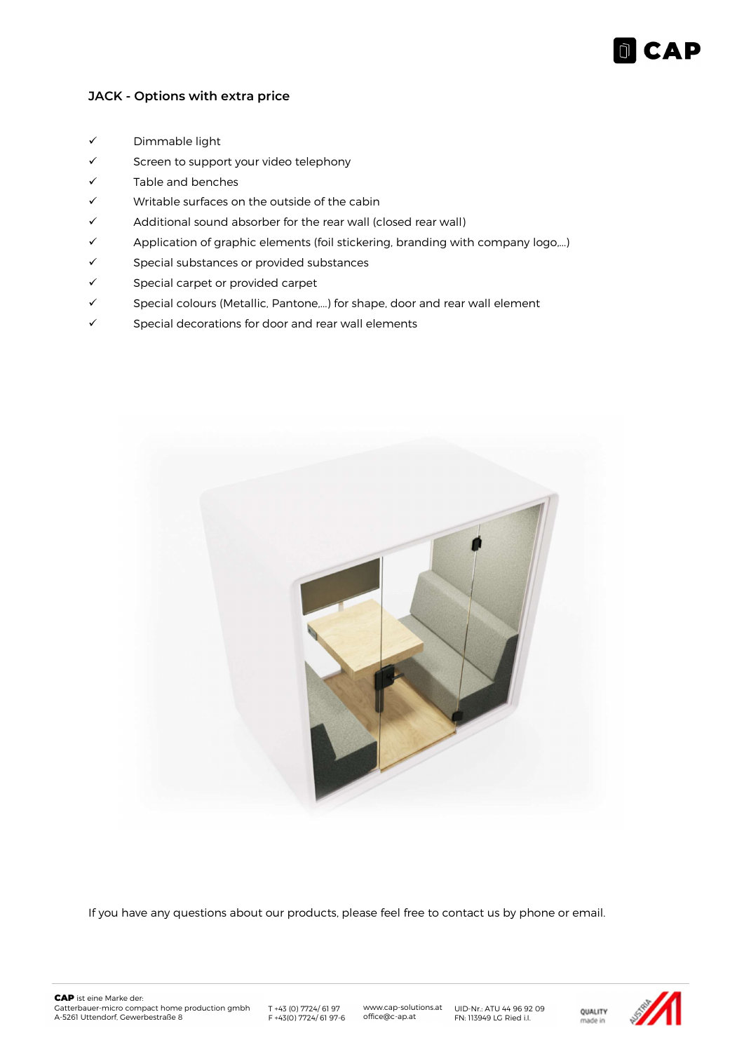## JACK - Options with extra price

- ✓ Dimmable light
- ✓ Screen to support your video telephony
- ✓ Table and benches
- ✓ Writable surfaces on the outside of the cabin
- ✓ Additional sound absorber for the rear wall (closed rear wall)
- ✓ Application of graphic elements (foil stickering, branding with company logo,...)
- ✓ Special substances or provided substances
- ✓ Special carpet or provided carpet
- ✓ Special colours (Metallic, Pantone,...) for shape, door and rear wall element
- ✓ Special decorations for door and rear wall elements

If you have any questions about our products, please feel free to contact us by phone or email.